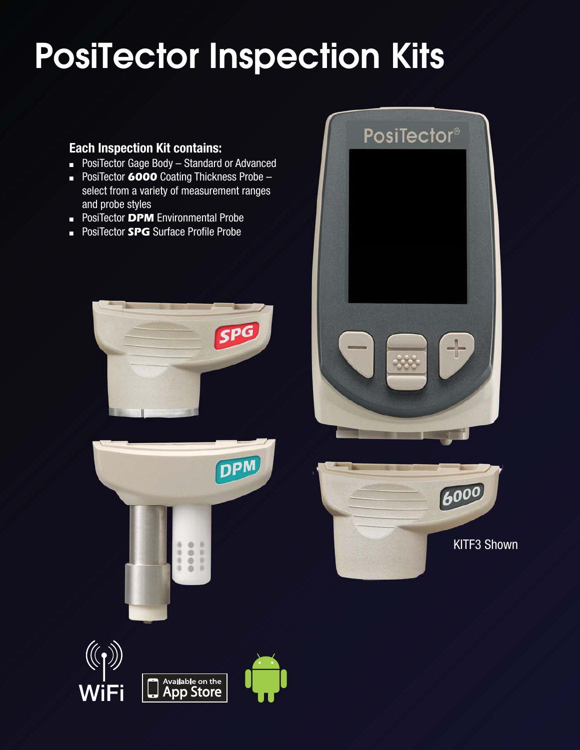# PosiTector Inspection Kits

**Each Inspection Kit contains:**

- PosiTector Gage Body – Standard or Advanced
- PosiTector ***6000*** Coating Thickness Probe – select from a variety of measurement ranges and probe styles
- PosiTector ***DPM*** Environmental Probe
- PosiTector ***SPG*** Surface Profile Probe

KITF3 Shown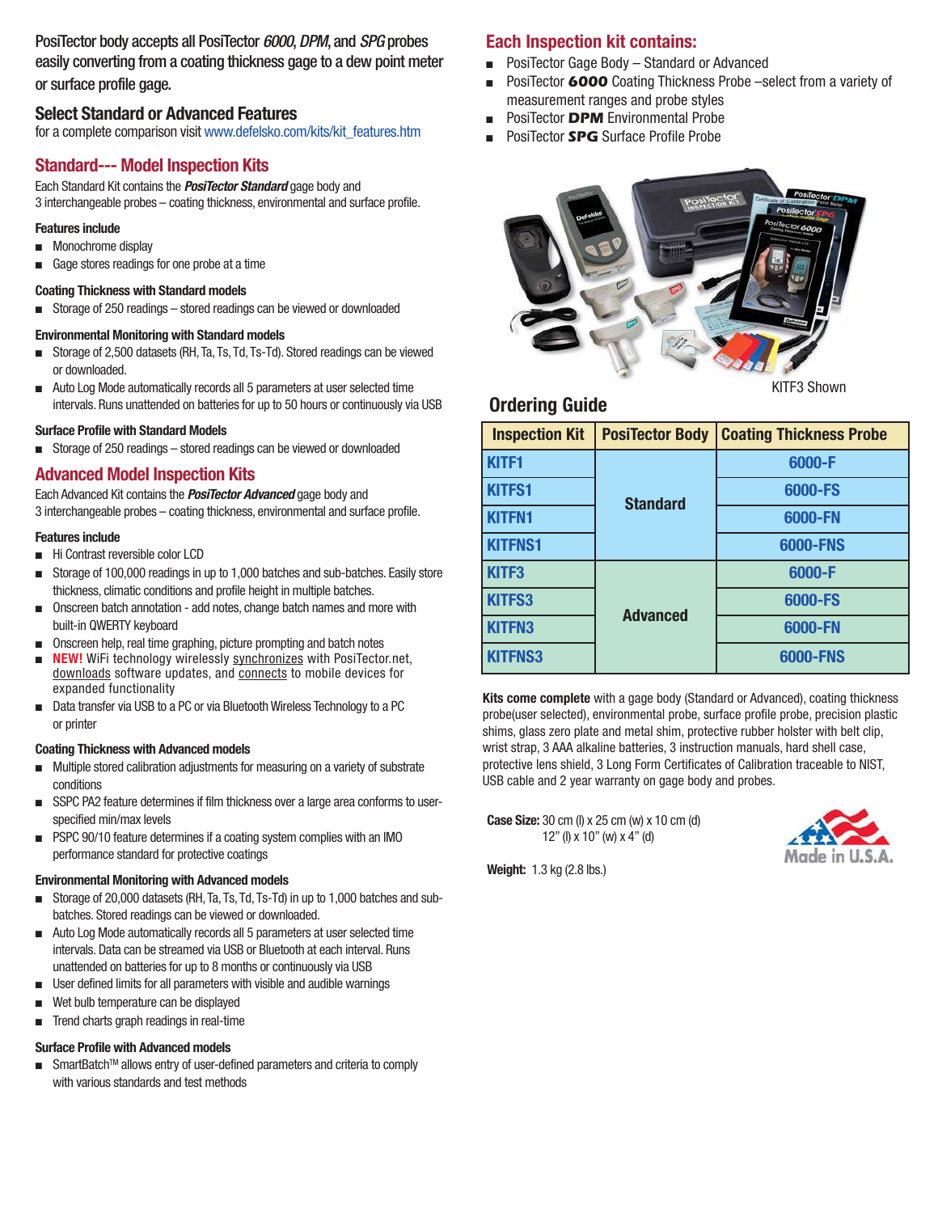PosiTector body accepts all PosiTector *6000*, *DPM*, and *SPG* probes easily converting from a coating thickness gage to a dew point meter or surface profile gage.

## Select Standard or Advanced Features

for a complete comparison visit www.defelsko.com/kits/kit_features.htm

## Standard--- Model Inspection Kits

Each Standard Kit contains the ***PosiTector Standard*** gage body and 3 interchangeable probes – coating thickness, environmental and surface profile.

### Features include

- Monochrome display
- Gage stores readings for one probe at a time

### Coating Thickness with Standard models

- Storage of 250 readings – stored readings can be viewed or downloaded

### Environmental Monitoring with Standard models

- Storage of 2,500 datasets (RH, Ta, Ts, Td, Ts-Td). Stored readings can be viewed or downloaded.
- Auto Log Mode automatically records all 5 parameters at user selected time intervals. Runs unattended on batteries for up to 50 hours or continuously via USB

### Surface Profile with Standard Models

- Storage of 250 readings – stored readings can be viewed or downloaded

## Advanced Model Inspection Kits

Each Advanced Kit contains the ***PosiTector Advanced*** gage body and 3 interchangeable probes – coating thickness, environmental and surface profile.

### Features include

- Hi Contrast reversible color LCD
- Storage of 100,000 readings in up to 1,000 batches and sub-batches. Easily store thickness, climatic conditions and profile height in multiple batches.
- Onscreen batch annotation - add notes, change batch names and more with built-in QWERTY keyboard
- Onscreen help, real time graphing, picture prompting and batch notes
- **NEW!** WiFi technology wirelessly synchronizes with PosiTector.net, downloads software updates, and connects to mobile devices for expanded functionality
- Data transfer via USB to a PC or via Bluetooth Wireless Technology to a PC or printer

### Coating Thickness with Advanced models

- Multiple stored calibration adjustments for measuring on a variety of substrate conditions
- SSPC PA2 feature determines if film thickness over a large area conforms to user-specified min/max levels
- PSPC 90/10 feature determines if a coating system complies with an IMO performance standard for protective coatings

### Environmental Monitoring with Advanced models

- Storage of 20,000 datasets (RH, Ta, Ts, Td, Ts-Td) in up to 1,000 batches and sub-batches. Stored readings can be viewed or downloaded.
- Auto Log Mode automatically records all 5 parameters at user selected time intervals. Data can be streamed via USB or Bluetooth at each interval. Runs unattended on batteries for up to 8 months or continuously via USB
- User defined limits for all parameters with visible and audible warnings
- Wet bulb temperature can be displayed
- Trend charts graph readings in real-time

### Surface Profile with Advanced models

- SmartBatch™ allows entry of user-defined parameters and criteria to comply with various standards and test methods

## Each Inspection kit contains:

- PosiTector Gage Body – Standard or Advanced
- PosiTector **6000** Coating Thickness Probe –select from a variety of measurement ranges and probe styles
- PosiTector **DPM** Environmental Probe
- PosiTector **SPG** Surface Profile Probe

KITF3 Shown

## Ordering Guide

| Inspection Kit | PosiTector Body | Coating Thickness Probe |
|---|---|---|
| KITF1 | Standard | 6000-F |
| KITFS1 | Standard | 6000-FS |
| KITFN1 | Standard | 6000-FN |
| KITFNS1 | Standard | 6000-FNS |
| KITF3 | Advanced | 6000-F |
| KITFS3 | Advanced | 6000-FS |
| KITFN3 | Advanced | 6000-FN |
| KITFNS3 | Advanced | 6000-FNS |

**Kits come complete** with a gage body (Standard or Advanced), coating thickness probe(user selected), environmental probe, surface profile probe, precision plastic shims, glass zero plate and metal shim, protective rubber holster with belt clip, wrist strap, 3 AAA alkaline batteries, 3 instruction manuals, hard shell case, protective lens shield, 3 Long Form Certificates of Calibration traceable to NIST, USB cable and 2 year warranty on gage body and probes.

**Case Size:** 30 cm (l) x 25 cm (w) x 10 cm (d)
12" (l) x 10" (w) x 4" (d)

**Weight:** 1.3 kg (2.8 lbs.)

Made in U.S.A.